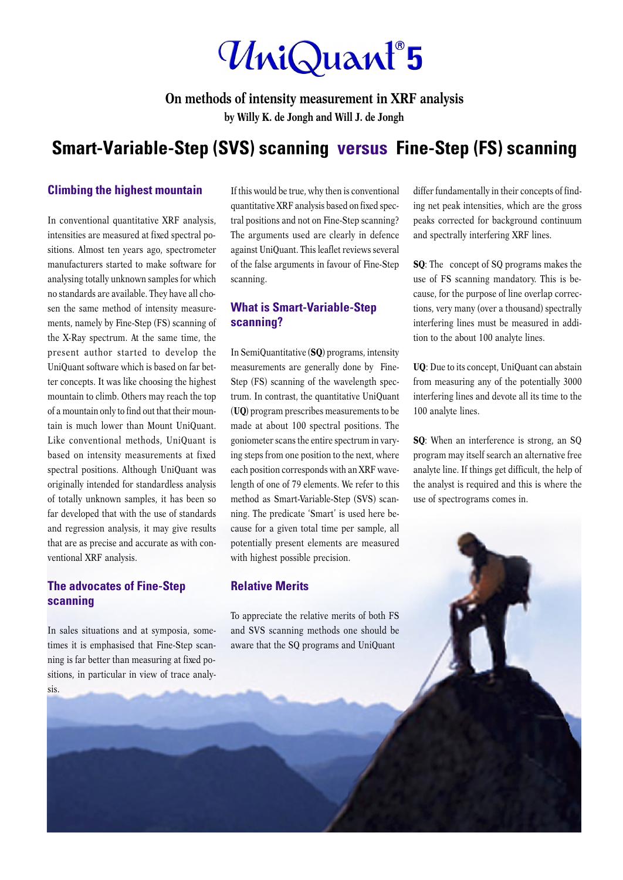# UniQuant® 5

**On methods of intensity measurement in XRF analysis**

**by Willy K. de Jongh and Will J. de Jongh**

## Smart-Variable-Step (SVS) scanning versus Fine-Step (FS) scanning

### Climbing the highest mountain

In conventional quantitative XRF analysis, intensities are measured at fixed spectral positions. Almost ten years ago, spectrometer manufacturers started to make software for analysing totally unknown samples for which no standards are available. They have all chosen the same method of intensity measurements, namely by Fine-Step (FS) scanning of the X-Ray spectrum. At the same time, the present author started to develop the UniQuant software which is based on far better concepts. It was like choosing the highest mountain to climb. Others may reach the top of a mountain only to find out that their mountain is much lower than Mount UniQuant. Like conventional methods, UniQuant is based on intensity measurements at fixed spectral positions. Although UniQuant was originally intended for standardless analysis of totally unknown samples, it has been so far developed that with the use of standards and regression analysis, it may give results that are as precise and accurate as with conventional XRF analysis.

### The advocates of Fine-Step scanning

In sales situations and at symposia, sometimes it is emphasised that Fine-Step scanning is far better than measuring at fixed positions, in particular in view of trace analysis.

If this would be true, why then is conventional quantitative XRF analysis based on fixed spectral positions and not on Fine-Step scanning? The arguments used are clearly in defence against UniQuant. This leaflet reviews several of the false arguments in favour of Fine-Step scanning.

### What is Smart-Variable-Step scanning?

In SemiQuantitative (**SQ**) programs, intensity measurements are generally done by Fine-Step (FS) scanning of the wavelength spectrum. In contrast, the quantitative UniQuant (**UQ**) program prescribes measurements to be made at about 100 spectral positions. The goniometer scans the entire spectrum in varying steps from one position to the next, where each position corresponds with an XRF wavelength of one of 79 elements. We refer to this method as Smart-Variable-Step (SVS) scanning. The predicate 'Smart' is used here because for a given total time per sample, all potentially present elements are measured with highest possible precision.

### Relative Merits

To appreciate the relative merits of both FS and SVS scanning methods one should be aware that the SQ programs and UniQuant differ fundamentally in their concepts of finding net peak intensities, which are the gross peaks corrected for background continuum and spectrally interfering XRF lines.

**SQ**: The concept of SQ programs makes the use of FS scanning mandatory. This is because, for the purpose of line overlap corrections, very many (over a thousand) spectrally interfering lines must be measured in addition to the about 100 analyte lines.

**UQ**: Due to its concept, UniQuant can abstain from measuring any of the potentially 3000 interfering lines and devote all its time to the 100 analyte lines.

**SQ**: When an interference is strong, an SQ program may itself search an alternative free analyte line. If things get difficult, the help of the analyst is required and this is where the use of spectrograms comes in.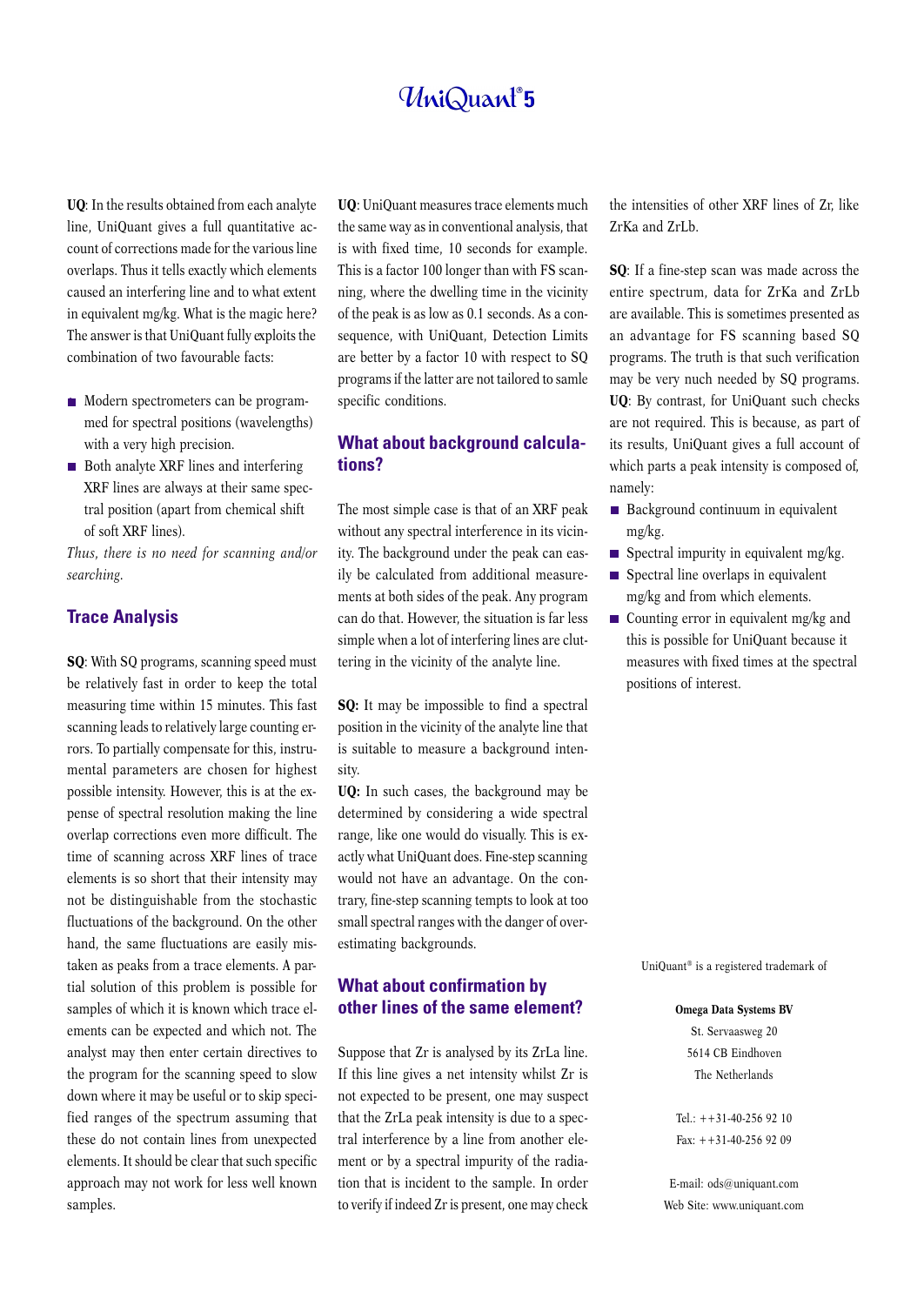**UQ**: In the results obtained from each analyte line, UniQuant gives a full quantitative account of corrections made for the various line overlaps. Thus it tells exactly which elements caused an interfering line and to what extent in equivalent mg/kg. What is the magic here? The answer is that UniQuant fully exploits the combination of two favourable facts:

- Modern spectrometers can be programmed for spectral positions (wavelengths) with a very high precision.
- Both analyte XRF lines and interfering XRF lines are always at their same spectral position (apart from chemical shift of soft XRF lines).

*Thus, there is no need for scanning and/or searching.*

## Trace Analysis

**SQ**: With SQ programs, scanning speed must be relatively fast in order to keep the total measuring time within 15 minutes. This fast scanning leads to relatively large counting errors. To partially compensate for this, instrumental parameters are chosen for highest possible intensity. However, this is at the expense of spectral resolution making the line overlap corrections even more difficult. The time of scanning across XRF lines of trace elements is so short that their intensity may not be distinguishable from the stochastic fluctuations of the background. On the other hand, the same fluctuations are easily mistaken as peaks from a trace elements. A partial solution of this problem is possible for samples of which it is known which trace elements can be expected and which not. The analyst may then enter certain directives to the program for the scanning speed to slow down where it may be useful or to skip specified ranges of the spectrum assuming that these do not contain lines from unexpected elements. It should be clear that such specific approach may not work for less well known samples.

**UQ**: UniQuant measures trace elements much the same way as in conventional analysis, that is with fixed time, 10 seconds for example. This is a factor 100 longer than with FS scanning, where the dwelling time in the vicinity of the peak is as low as 0.1 seconds. As a consequence, with UniQuant, Detection Limits are better by a factor 10 with respect to SQ programs if the latter are not tailored to samle specific conditions.

## What about background calculations?

The most simple case is that of an XRF peak without any spectral interference in its vicinity. The background under the peak can easily be calculated from additional measurements at both sides of the peak. Any program can do that. However, the situation is far less simple when a lot of interfering lines are cluttering in the vicinity of the analyte line.

**SQ:** It may be impossible to find a spectral position in the vicinity of the analyte line that is suitable to measure a background intensity.
**UQ:** In such cases, the background may be determined by considering a wide spectral range, like one would do visually. This is exactly what UniQuant does. Fine-step scanning would not have an advantage. On the contrary, fine-step scanning tempts to look at too small spectral ranges with the danger of overestimating backgrounds.

## What about confirmation by other lines of the same element?

Suppose that Zr is analysed by its ZrLa line. If this line gives a net intensity whilst Zr is not expected to be present, one may suspect that the ZrLa peak intensity is due to a spectral interference by a line from another element or by a spectral impurity of the radiation that is incident to the sample. In order to verify if indeed Zr is present, one may check the intensities of other XRF lines of Zr, like ZrKa and ZrLb.

**SQ**: If a fine-step scan was made across the entire spectrum, data for ZrKa and ZrLb are available. This is sometimes presented as an advantage for FS scanning based SQ programs. The truth is that such verification may be very much needed by SQ programs.
**UQ**: By contrast, for UniQuant such checks are not required. This is because, as part of its results, UniQuant gives a full account of which parts a peak intensity is composed of, namely:

- Background continuum in equivalent mg/kg.
- Spectral impurity in equivalent mg/kg.
- Spectral line overlaps in equivalent mg/kg and from which elements.
- Counting error in equivalent mg/kg and this is possible for UniQuant because it measures with fixed times at the spectral positions of interest.

UniQuant® is a registered trademark of

**Omega Data Systems BV**
St. Servaasweg 20
5614 CB Eindhoven
The Netherlands

Tel.: ++31-40-256 92 10
Fax: ++31-40-256 92 09

E-mail: ods@uniquant.com
Web Site: www.uniquant.com